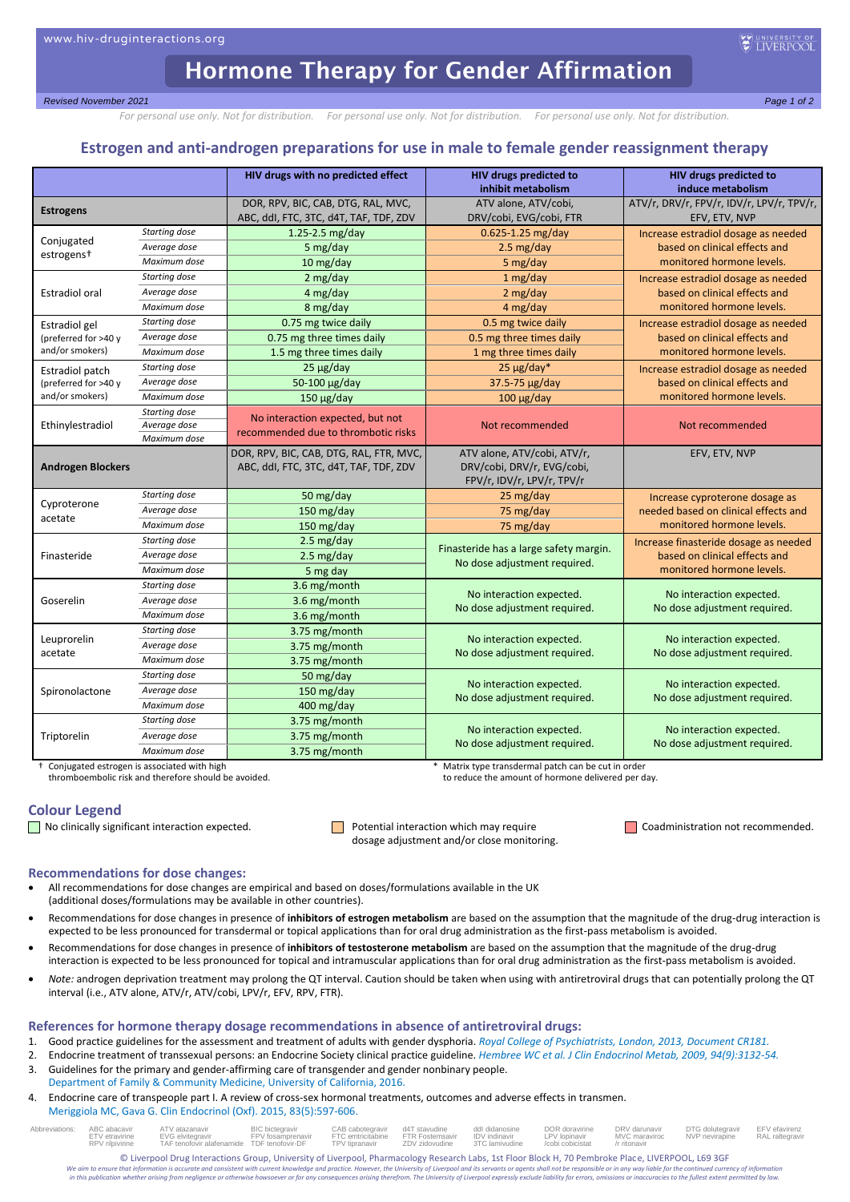# Hormone Therapy for Gender Affirmation

*Revised November 2021*

*For personal use only. Not for distribution. For personal use only. Not for distribution. For personal use only. Not for distribution.*

## Estrogen and anti-androgen preparations for use in male to female gender reassignment therapy

| | | HIV drugs with no predicted effect | HIV drugs predicted to inhibit metabolism | HIV drugs predicted to induce metabolism |
|---|---|---|---|---|
| **Estrogens** | | DOR, RPV, BIC, CAB, DTG, RAL, MVC, ABC, ddI, FTC, 3TC, d4T, TAF, TDF, ZDV | ATV alone, ATV/cobi, DRV/cobi, EVG/cobi, FTR | ATV/r, DRV/r, FPV/r, IDV/r, LPV/r, TPV/r, EFV, ETV, NVP |
| Conjugated estrogens† | *Starting dose* | 1.25-2.5 mg/day | 0.625-1.25 mg/day | Increase estradiol dosage as needed based on clinical effects and monitored hormone levels. |
| | *Average dose* | 5 mg/day | 2.5 mg/day | |
| | *Maximum dose* | 10 mg/day | 5 mg/day | |
| Estradiol oral | *Starting dose* | 2 mg/day | 1 mg/day | Increase estradiol dosage as needed based on clinical effects and monitored hormone levels. |
| | *Average dose* | 4 mg/day | 2 mg/day | |
| | *Maximum dose* | 8 mg/day | 4 mg/day | |
| Estradiol gel (preferred for >40 y and/or smokers) | *Starting dose* | 0.75 mg twice daily | 0.5 mg twice daily | Increase estradiol dosage as needed based on clinical effects and monitored hormone levels. |
| | *Average dose* | 0.75 mg three times daily | 0.5 mg three times daily | |
| | *Maximum dose* | 1.5 mg three times daily | 1 mg three times daily | |
| Estradiol patch (preferred for >40 y and/or smokers) | *Starting dose* | 25 µg/day | 25 µg/day* | Increase estradiol dosage as needed based on clinical effects and monitored hormone levels. |
| | *Average dose* | 50-100 µg/day | 37.5-75 µg/day | |
| | *Maximum dose* | 150 µg/day | 100 µg/day | |
| Ethinylestradiol | *Starting dose* | No interaction expected, but not recommended due to thrombotic risks | Not recommended | Not recommended |
| | *Average dose* | | | |
| | *Maximum dose* | | | |
| **Androgen Blockers** | | DOR, RPV, BIC, CAB, DTG, RAL, FTR, MVC, ABC, ddI, FTC, 3TC, d4T, TAF, TDF, ZDV | ATV alone, ATV/cobi, ATV/r, DRV/cobi, DRV/r, EVG/cobi, FPV/r, IDV/r, LPV/r, TPV/r | EFV, ETV, NVP |
| Cyproterone acetate | *Starting dose* | 50 mg/day | 25 mg/day | Increase cyproterone dosage as needed based on clinical effects and monitored hormone levels. |
| | *Average dose* | 150 mg/day | 75 mg/day | |
| | *Maximum dose* | 150 mg/day | 75 mg/day | |
| Finasteride | *Starting dose* | 2.5 mg/day | Finasteride has a large safety margin. No dose adjustment required. | Increase finasteride dosage as needed based on clinical effects and monitored hormone levels. |
| | *Average dose* | 2.5 mg/day | | |
| | *Maximum dose* | 5 mg day | | |
| Goserelin | *Starting dose* | 3.6 mg/month | No interaction expected. No dose adjustment required. | No interaction expected. No dose adjustment required. |
| | *Average dose* | 3.6 mg/month | | |
| | *Maximum dose* | 3.6 mg/month | | |
| Leuprorelin acetate | *Starting dose* | 3.75 mg/month | No interaction expected. No dose adjustment required. | No interaction expected. No dose adjustment required. |
| | *Average dose* | 3.75 mg/month | | |
| | *Maximum dose* | 3.75 mg/month | | |
| Spironolactone | *Starting dose* | 50 mg/day | No interaction expected. No dose adjustment required. | No interaction expected. No dose adjustment required. |
| | *Average dose* | 150 mg/day | | |
| | *Maximum dose* | 400 mg/day | | |
| Triptorelin | *Starting dose* | 3.75 mg/month | No interaction expected. No dose adjustment required. | No interaction expected. No dose adjustment required. |
| | *Average dose* | 3.75 mg/month | | |
| | *Maximum dose* | 3.75 mg/month | | |

† Conjugated estrogen is associated with high thromboembolic risk and therefore should be avoided.

\* Matrix type transdermal patch can be cut in order to reduce the amount of hormone delivered per day.

## Colour Legend

- (Green) No clinically significant interaction expected.
- (Amber) Potential interaction which may require dosage adjustment and/or close monitoring.
- (Red) Coadministration not recommended.

## Recommendations for dose changes:

- All recommendations for dose changes are empirical and based on doses/formulations available in the UK (additional doses/formulations may be available in other countries).
- Recommendations for dose changes in presence of **inhibitors of estrogen metabolism** are based on the assumption that the magnitude of the drug-drug interaction is expected to be less pronounced for transdermal or topical applications than for oral drug administration as the first-pass metabolism is avoided.
- Recommendations for dose changes in presence of **inhibitors of testosterone metabolism** are based on the assumption that the magnitude of the drug-drug interaction is expected to be less pronounced for topical and intramuscular applications than for oral drug administration as the first-pass metabolism is avoided.
- *Note:* androgen deprivation treatment may prolong the QT interval. Caution should be taken when using with antiretroviral drugs that can potentially prolong the QT interval (i.e., ATV alone, ATV/r, ATV/cobi, LPV/r, EFV, RPV, FTR).

## References for hormone therapy dosage recommendations in absence of antiretroviral drugs:

1. Good practice guidelines for the assessment and treatment of adults with gender dysphoria. *Royal College of Psychiatrists, London, 2013, Document CR181.*
2. Endocrine treatment of transsexual persons: an Endocrine Society clinical practice guideline. *Hembree WC et al. J Clin Endocrinol Metab, 2009, 94(9):3132-54.*
3. Guidelines for the primary and gender-affirming care of transgender and gender nonbinary people. Department of Family & Community Medicine, University of California, 2016.
4. Endocrine care of transpeople part I. A review of cross-sex hormonal treatments, outcomes and adverse effects in transmen. Meriggiola MC, Gava G. Clin Endocrinol (Oxf). 2015, 83(5):597-606.

Abbreviations: ABC abacavir, ETV etravirine, RPV rilpivirine, ATV atazanavir, EVG elvitegravir, TAF tenofovir alafenamide, BIC bictegravir, FPV fosamprenavir, TDF tenofovir-DF, CAB cabotegravir, FTC emtricitabine, TPV tipranavir, d4T stavudine, FTR Fostemsavir, ZDV zidovudine, ddI didanosine, IDV indinavir, 3TC lamivudine, DOR doravirine, LPV lopinavir, /cobi cobicistat, DRV darunavir, MVC maraviroc, /r ritonavir, DTG dolutegravir, NVP nevirapine, EFV efavirenz, RAL raltegravir

© Liverpool Drug Interactions Group, University of Liverpool, Pharmacology Research Labs, 1st Floor Block H, 70 Pembroke Place, LIVERPOOL, L69 3GF

*We aim to ensure that information is accurate and consistent with current knowledge and practice. However, the University of Liverpool and its servants or agents shall not be responsible or in any way liable for the continued currency of information in this publication whether arising from negligence or otherwise howsoever or for any consequences arising therefrom. The University of Liverpool expressly exclude liability for errors, omissions or inaccuracies to the fullest extent permitted by law.*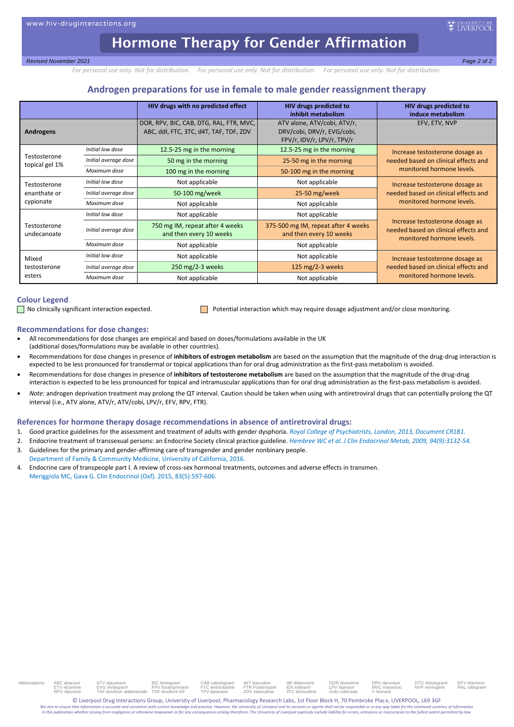# Hormone Therapy for Gender Affirmation

*For personal use only. Not for distribution.* *For personal use only. Not for distribution.* *For personal use only. Not for distribution.*

## Androgen preparations for use in female to male gender reassignment therapy

| | | HIV drugs with no predicted effect | HIV drugs predicted to inhibit metabolism | HIV drugs predicted to induce metabolism |
|---|---|---|---|---|
| **Androgens** | | DOR, RPV, BIC, CAB, DTG, RAL, FTR, MVC, ABC, ddI, FTC, 3TC, d4T, TAF, TDF, ZDV | ATV alone, ATV/cobi, ATV/r, DRV/cobi, DRV/r, EVG/cobi, FPV/r, IDV/r, LPV/r, TPV/r | EFV, ETV, NVP |
| Testosterone topical gel 1% | *Initial low dose* | 12.5-25 mg in the morning | 12.5-25 mg in the morning | Increase testosterone dosage as needed based on clinical effects and monitored hormone levels. |
| | *Initial average dose* | 50 mg in the morning | 25-50 mg in the morning | |
| | *Maximum dose* | 100 mg in the morning | 50-100 mg in the morning | |
| Testosterone enanthate or cypionate | *Initial low dose* | Not applicable | Not applicable | Increase testosterone dosage as needed based on clinical effects and monitored hormone levels. |
| | *Initial average dose* | 50-100 mg/week | 25-50 mg/week | |
| | *Maximum dose* | Not applicable | Not applicable | |
| Testosterone undecanoate | *Initial low dose* | Not applicable | Not applicable | Increase testosterone dosage as needed based on clinical effects and monitored hormone levels. |
| | *Initial average dose* | 750 mg IM, repeat after 4 weeks and then every 10 weeks | 375-500 mg IM, repeat after 4 weeks and then every 10 weeks | |
| | *Maximum dose* | Not applicable | Not applicable | |
| Mixed testosterone esters | *Initial low dose* | Not applicable | Not applicable | Increase testosterone dosage as needed based on clinical effects and monitored hormone levels. |
| | *Initial average dose* | 250 mg/2-3 weeks | 125 mg/2-3 weeks | |
| | *Maximum dose* | Not applicable | Not applicable | |

### Colour Legend

- No clinically significant interaction expected.
- Potential interaction which may require dosage adjustment and/or close monitoring.

### Recommendations for dose changes:

- All recommendations for dose changes are empirical and based on doses/formulations available in the UK (additional doses/formulations may be available in other countries).
- Recommendations for dose changes in presence of **inhibitors of estrogen metabolism** are based on the assumption that the magnitude of the drug-drug interaction is expected to be less pronounced for transdermal or topical applications than for oral drug administration as the first-pass metabolism is avoided.
- Recommendations for dose changes in presence of **inhibitors of testosterone metabolism** are based on the assumption that the magnitude of the drug-drug interaction is expected to be less pronounced for topical and intramuscular applications than for oral drug administration as the first-pass metabolism is avoided.
- *Note:* androgen deprivation treatment may prolong the QT interval. Caution should be taken when using with antiretroviral drugs that can potentially prolong the QT interval (i.e., ATV alone, ATV/r, ATV/cobi, LPV/r, EFV, RPV, FTR).

### References for hormone therapy dosage recommendations in absence of antiretroviral drugs:

1. Good practice guidelines for the assessment and treatment of adults with gender dysphoria. *Royal College of Psychiatrists, London, 2013, Document CR181.*
2. Endocrine treatment of transsexual persons: an Endocrine Society clinical practice guideline. *Hembree WC et al. J Clin Endocrinol Metab, 2009, 94(9):3132-54.*
3. Guidelines for the primary and gender-affirming care of transgender and gender nonbinary people. Department of Family & Community Medicine, University of California, 2016.
4. Endocrine care of transpeople part I. A review of cross-sex hormonal treatments, outcomes and adverse effects in transmen. Meriggiola MC, Gava G. Clin Endocrinol (Oxf). 2015, 83(5):597-606.

Abbreviations: ABC abacavir, ETV etravirine, RPV rilpivirine, ATV atazanavir, EVG elvitegravir, TAF tenofovir alafenamide, BIC bictegravir, FPV fosamprenavir, TDF tenofovir-DF, CAB cabotegravir, FTC emtricitabine, TPV tipranavir, d4T stavudine, FTR Fostemsavir, ZDV zidovudine, ddI didanosine, IDV indinavir, 3TC lamivudine, DOR doravirine, LPV lopinavir, /cobi cobicistat, DRV darunavir, MVC maraviroc, /r ritonavir, DTG dolutegravir, NVP nevirapine, EFV efavirenz, RAL raltegravir

© Liverpool Drug Interactions Group, University of Liverpool, Pharmacology Research Labs, 1st Floor Block H, 70 Pembroke Place, LIVERPOOL, L69 3GF

*We aim to ensure that information is accurate and consistent with current knowledge and practice. However, the University of Liverpool and its servants or agents shall not be responsible or in any way liable for the continued currency of information in this publication whether arising from negligence or otherwise howsoever or for any consequences arising therefrom. The University of Liverpool expressly exclude liability for errors, omissions or inaccuracies to the fullest extent permitted by law.*